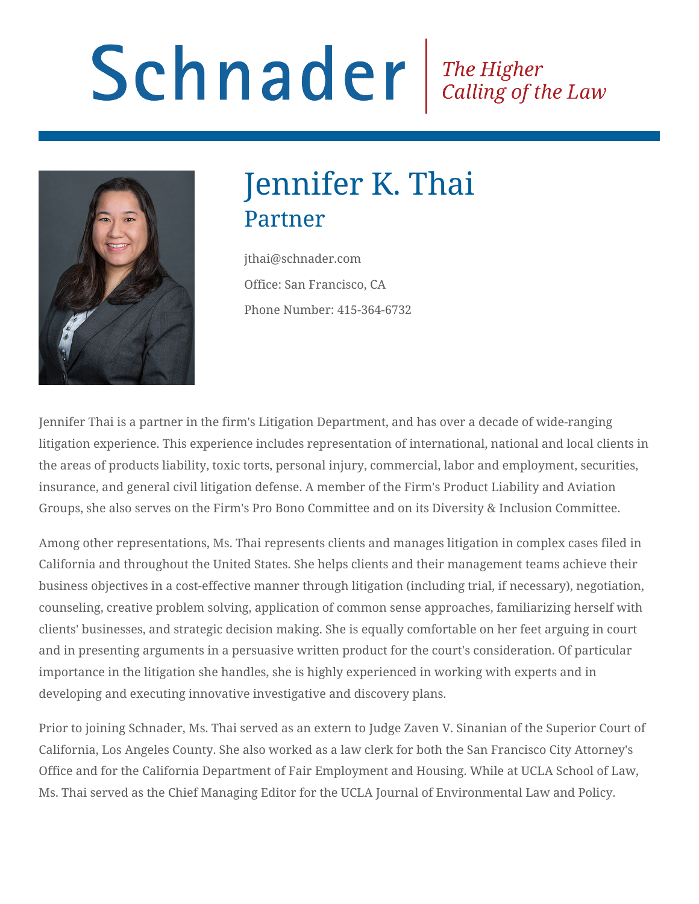# Schnader | *The Higher Calling of the Law*

# Jennifer K. Thai

## Partner

jthai@schnader.com

Office: San Francisco, CA

Phone Number: 415-364-6732

Jennifer Thai is a partner in the firm's Litigation Department, and has over a decade of wide-ranging litigation experience. This experience includes representation of international, national and local clients in the areas of products liability, toxic torts, personal injury, commercial, labor and employment, securities, insurance, and general civil litigation defense. A member of the Firm's Product Liability and Aviation Groups, she also serves on the Firm's Pro Bono Committee and on its Diversity & Inclusion Committee.

Among other representations, Ms. Thai represents clients and manages litigation in complex cases filed in California and throughout the United States. She helps clients and their management teams achieve their business objectives in a cost-effective manner through litigation (including trial, if necessary), negotiation, counseling, creative problem solving, application of common sense approaches, familiarizing herself with clients' businesses, and strategic decision making. She is equally comfortable on her feet arguing in court and in presenting arguments in a persuasive written product for the court's consideration. Of particular importance in the litigation she handles, she is highly experienced in working with experts and in developing and executing innovative investigative and discovery plans.

Prior to joining Schnader, Ms. Thai served as an extern to Judge Zaven V. Sinanian of the Superior Court of California, Los Angeles County. She also worked as a law clerk for both the San Francisco City Attorney's Office and for the California Department of Fair Employment and Housing. While at UCLA School of Law, Ms. Thai served as the Chief Managing Editor for the UCLA Journal of Environmental Law and Policy.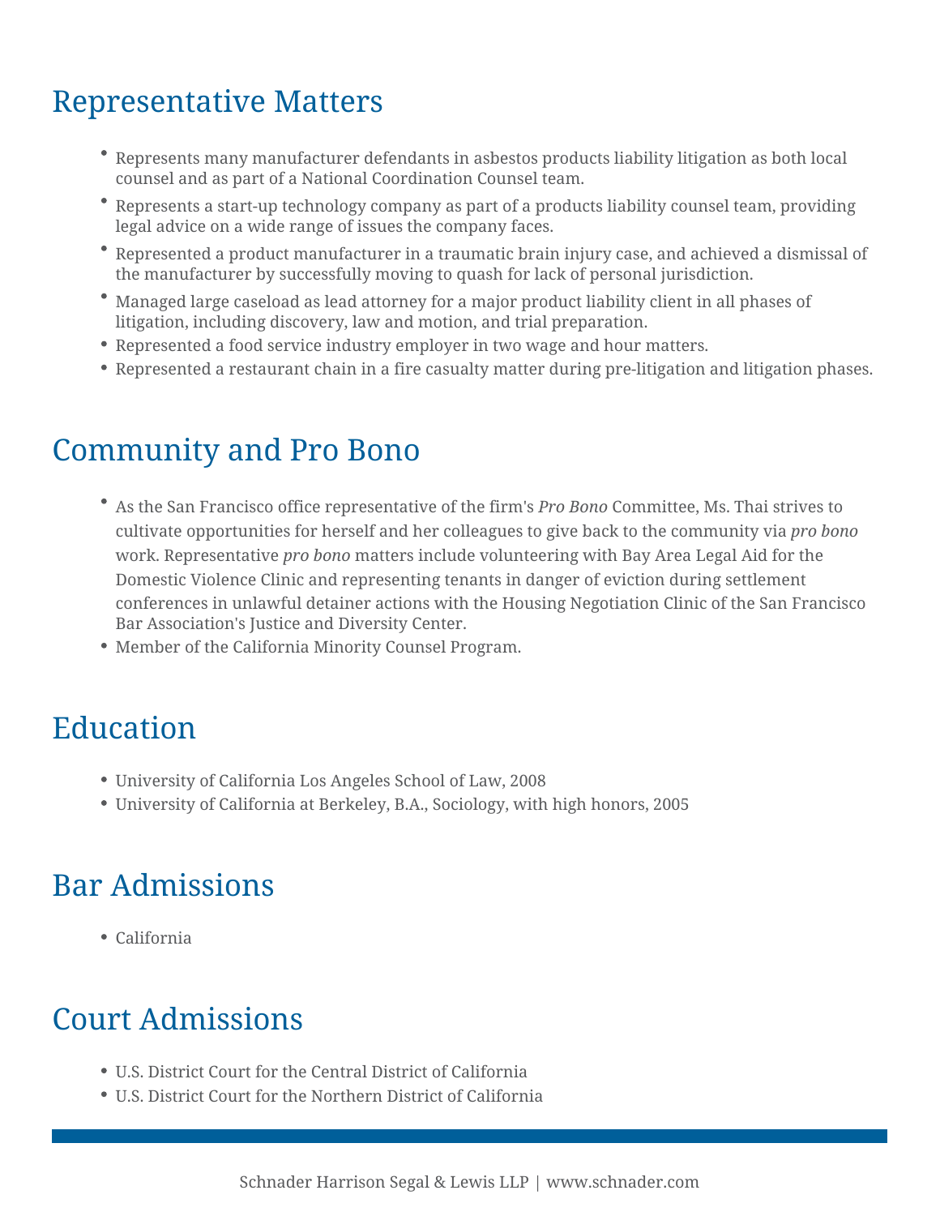## Representative Matters

- Represents many manufacturer defendants in asbestos products liability litigation as both local counsel and as part of a National Coordination Counsel team.
- Represents a start-up technology company as part of a products liability counsel team, providing legal advice on a wide range of issues the company faces.
- Represented a product manufacturer in a traumatic brain injury case, and achieved a dismissal of the manufacturer by successfully moving to quash for lack of personal jurisdiction.
- Managed large caseload as lead attorney for a major product liability client in all phases of litigation, including discovery, law and motion, and trial preparation.
- Represented a food service industry employer in two wage and hour matters.
- Represented a restaurant chain in a fire casualty matter during pre-litigation and litigation phases.

## Community and Pro Bono

- As the San Francisco office representative of the firm's *Pro Bono* Committee, Ms. Thai strives to cultivate opportunities for herself and her colleagues to give back to the community via *pro bono* work. Representative *pro bono* matters include volunteering with Bay Area Legal Aid for the Domestic Violence Clinic and representing tenants in danger of eviction during settlement conferences in unlawful detainer actions with the Housing Negotiation Clinic of the San Francisco Bar Association's Justice and Diversity Center.
- Member of the California Minority Counsel Program.

## Education

- University of California Los Angeles School of Law, 2008
- University of California at Berkeley, B.A., Sociology, with high honors, 2005

## Bar Admissions

- California

## Court Admissions

- U.S. District Court for the Central District of California
- U.S. District Court for the Northern District of California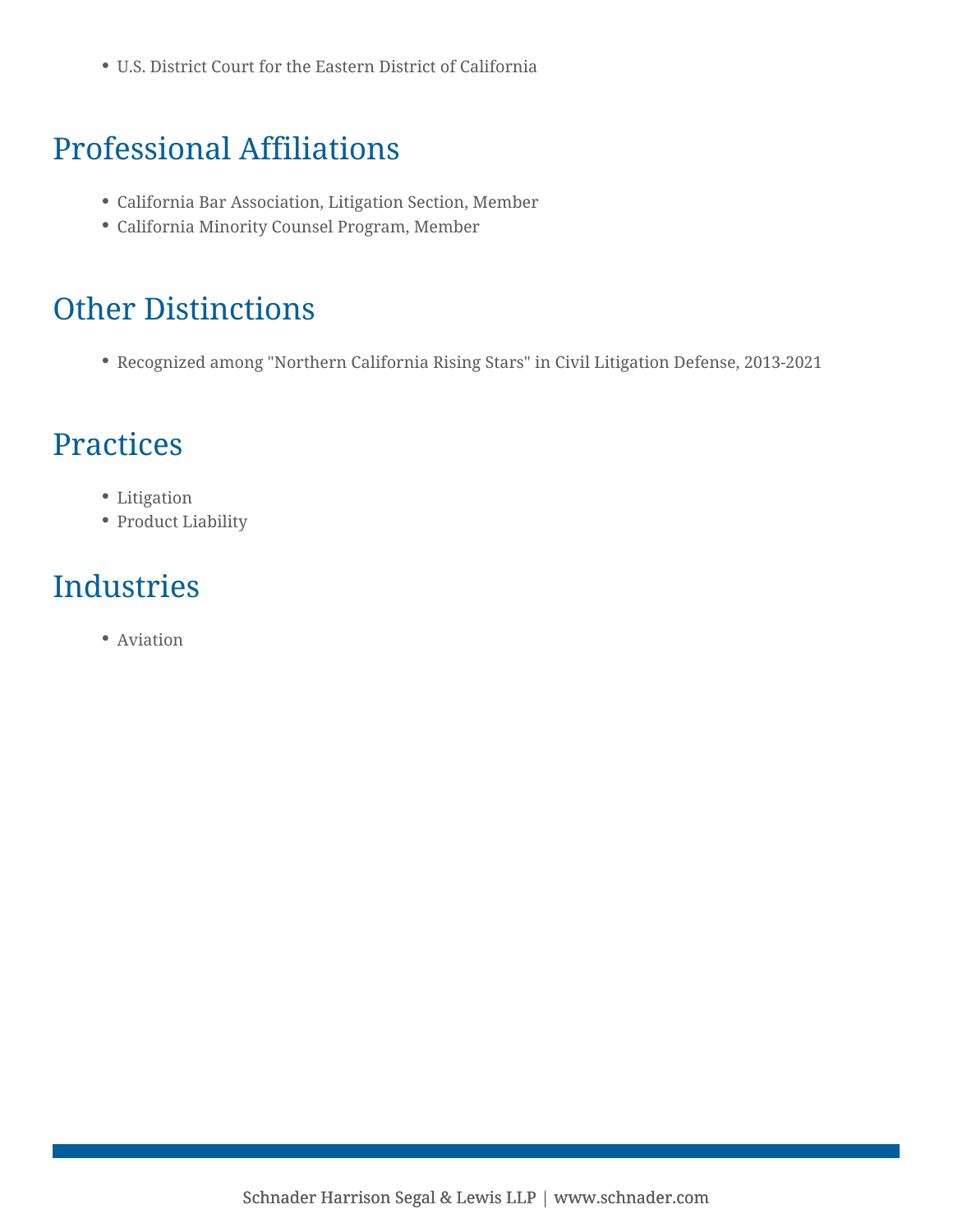- U.S. District Court for the Eastern District of California

## Professional Affiliations

- California Bar Association, Litigation Section, Member
- California Minority Counsel Program, Member

## Other Distinctions

- Recognized among "Northern California Rising Stars" in Civil Litigation Defense, 2013-2021

## Practices

- Litigation
- Product Liability

## Industries

- Aviation